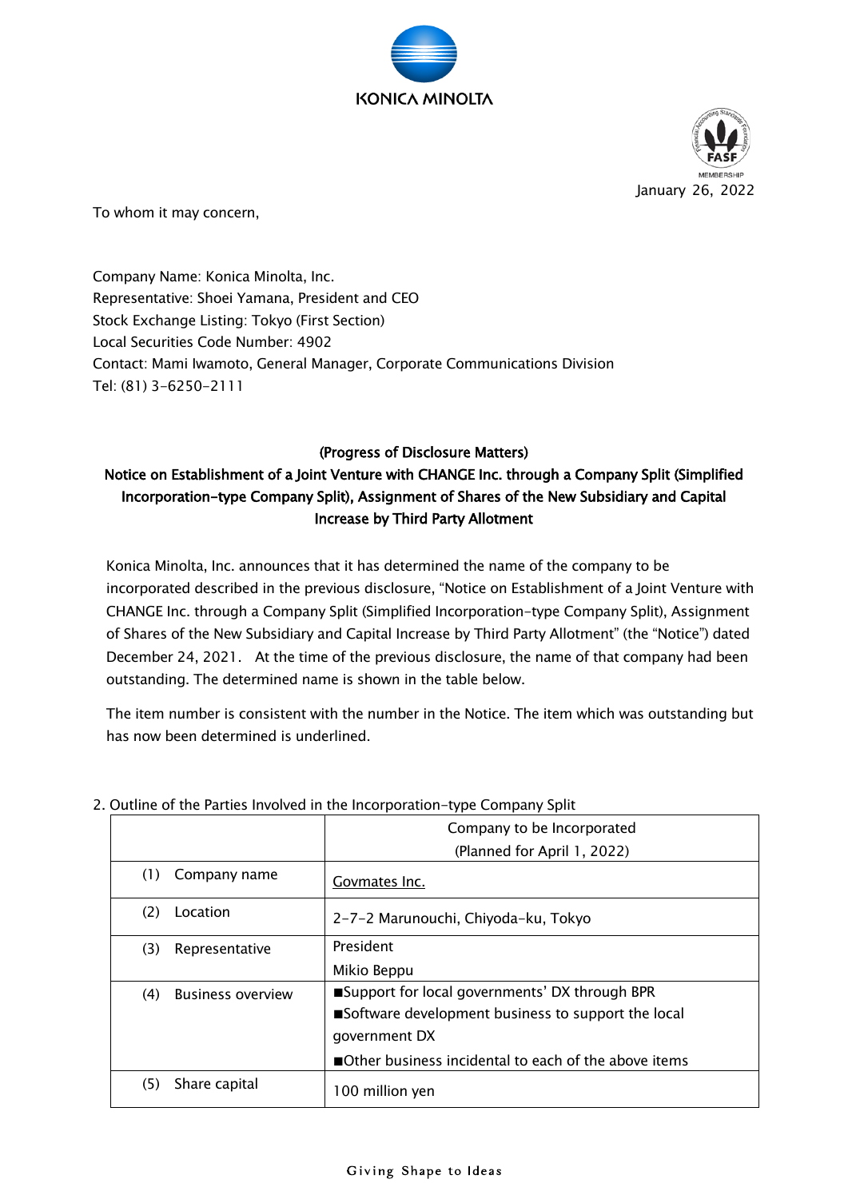KONICA MINOLTA

January 26, 2022

To whom it may concern,

Company Name: Konica Minolta, Inc.
Representative: Shoei Yamana, President and CEO
Stock Exchange Listing: Tokyo (First Section)
Local Securities Code Number: 4902
Contact: Mami Iwamoto, General Manager, Corporate Communications Division
Tel: (81) 3-6250-2111

## (Progress of Disclosure Matters)
## Notice on Establishment of a Joint Venture with CHANGE Inc. through a Company Split (Simplified Incorporation-type Company Split), Assignment of Shares of the New Subsidiary and Capital Increase by Third Party Allotment

Konica Minolta, Inc. announces that it has determined the name of the company to be incorporated described in the previous disclosure, "Notice on Establishment of a Joint Venture with CHANGE Inc. through a Company Split (Simplified Incorporation-type Company Split), Assignment of Shares of the New Subsidiary and Capital Increase by Third Party Allotment" (the "Notice") dated December 24, 2021. At the time of the previous disclosure, the name of that company had been outstanding. The determined name is shown in the table below.

The item number is consistent with the number in the Notice. The item which was outstanding but has now been determined is underlined.

2. Outline of the Parties Involved in the Incorporation-type Company Split

| | Company to be Incorporated (Planned for April 1, 2022) |
|---|---|
| (1) Company name | <u>Govmates Inc.</u> |
| (2) Location | 2-7-2 Marunouchi, Chiyoda-ku, Tokyo |
| (3) Representative | President<br>Mikio Beppu |
| (4) Business overview | ■Support for local governments' DX through BPR<br>■Software development business to support the local government DX<br>■Other business incidental to each of the above items |
| (5) Share capital | 100 million yen |

Giving Shape to Ideas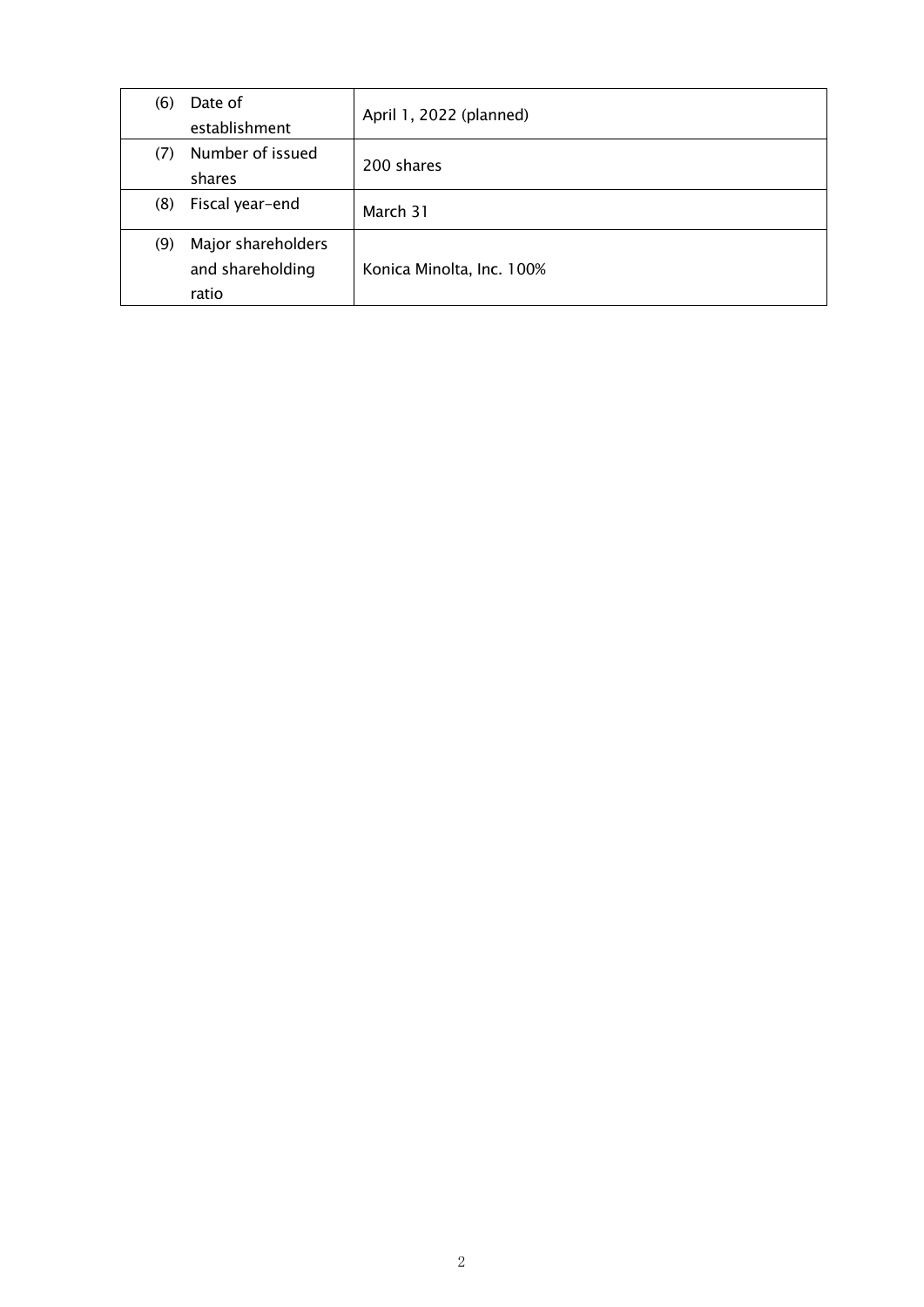| | |
|---|---|
| (6) Date of establishment | April 1, 2022 (planned) |
| (7) Number of issued shares | 200 shares |
| (8) Fiscal year-end | March 31 |
| (9) Major shareholders and shareholding ratio | Konica Minolta, Inc. 100% |